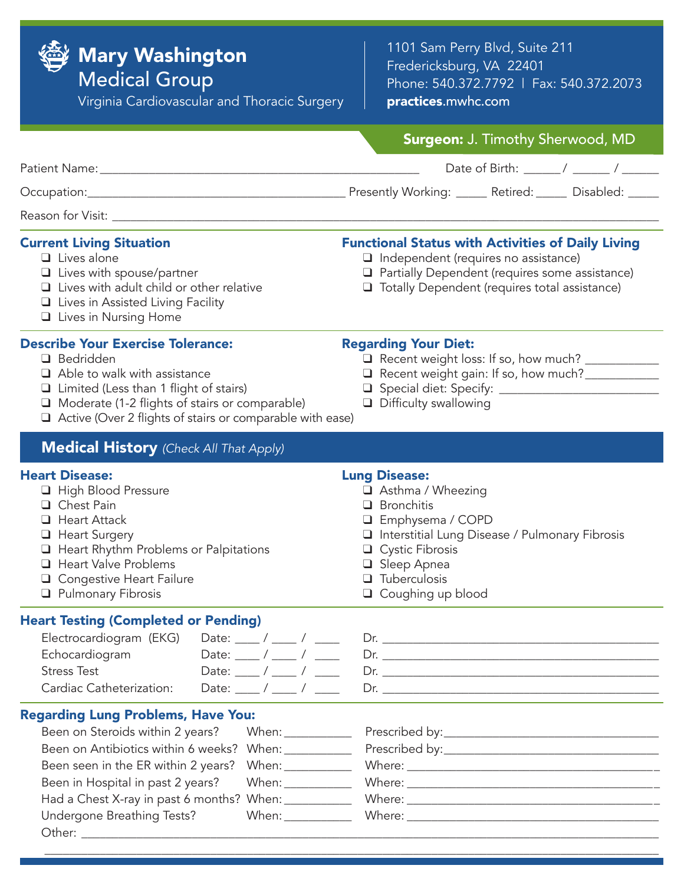# Mary Washington Medical Group

Virginia Cardiovascular and Thoracic Surgery

1101 Sam Perry Blvd, Suite 211
Fredericksburg, VA 22401
Phone: 540.372.7792 | Fax: 540.372.2073
**practices**.mwhc.com

**Surgeon:** J. Timothy Sherwood, MD

Patient Name:______________________________________________ Date of Birth: _____ / _____ / _____

Occupation:____________________________________ Presently Working: _____ Retired: _____ Disabled: _____

Reason for Visit: ________________________________________________________________________________

### Current Living Situation

- ❑ Lives alone
- ❑ Lives with spouse/partner
- ❑ Lives with adult child or other relative
- ❑ Lives in Assisted Living Facility
- ❑ Lives in Nursing Home

### Functional Status with Activities of Daily Living

- ❑ Independent (requires no assistance)
- ❑ Partially Dependent (requires some assistance)
- ❑ Totally Dependent (requires total assistance)

### Describe Your Exercise Tolerance:

- ❑ Bedridden
- ❑ Able to walk with assistance
- ❑ Limited (Less than 1 flight of stairs)
- ❑ Moderate (1-2 flights of stairs or comparable)
- ❑ Active (Over 2 flights of stairs or comparable with ease)

### Regarding Your Diet:

- ❑ Recent weight loss: If so, how much? ___________
- ❑ Recent weight gain: If so, how much?___________
- ❑ Special diet: Specify: _________________________
- ❑ Difficulty swallowing

## Medical History *(Check All That Apply)*

### Heart Disease:

- ❑ High Blood Pressure
- ❑ Chest Pain
- ❑ Heart Attack
- ❑ Heart Surgery
- ❑ Heart Rhythm Problems or Palpitations
- ❑ Heart Valve Problems
- ❑ Congestive Heart Failure
- ❑ Pulmonary Fibrosis

### Lung Disease:

- ❑ Asthma / Wheezing
- ❑ Bronchitis
- ❑ Emphysema / COPD
- ❑ Interstitial Lung Disease / Pulmonary Fibrosis
- ❑ Cystic Fibrosis
- ❑ Sleep Apnea
- ❑ Tuberculosis
- ❑ Coughing up blood

### Heart Testing (Completed or Pending)

| Test | Date | Dr. |
|---|---|---|
| Electrocardiogram (EKG) | Date: ____ / ____ / ____ | Dr. ______________________ |
| Echocardiogram | Date: ____ / ____ / ____ | Dr. ______________________ |
| Stress Test | Date: ____ / ____ / ____ | Dr. ______________________ |
| Cardiac Catheterization: | Date: ____ / ____ / ____ | Dr. ______________________ |

### Regarding Lung Problems, Have You:

| Question | When | |
|---|---|---|
| Been on Steroids within 2 years? | When:__________ | Prescribed by:__________________ |
| Been on Antibiotics within 6 weeks? | When:__________ | Prescribed by:__________________ |
| Been seen in the ER within 2 years? | When:__________ | Where: ________________________ |
| Been in Hospital in past 2 years? | When:__________ | Where: ________________________ |
| Had a Chest X-ray in past 6 months? | When:__________ | Where: ________________________ |
| Undergone Breathing Tests? | When:__________ | Where: ________________________ |

Other: ________________________________________________________________________________

________________________________________________________________________________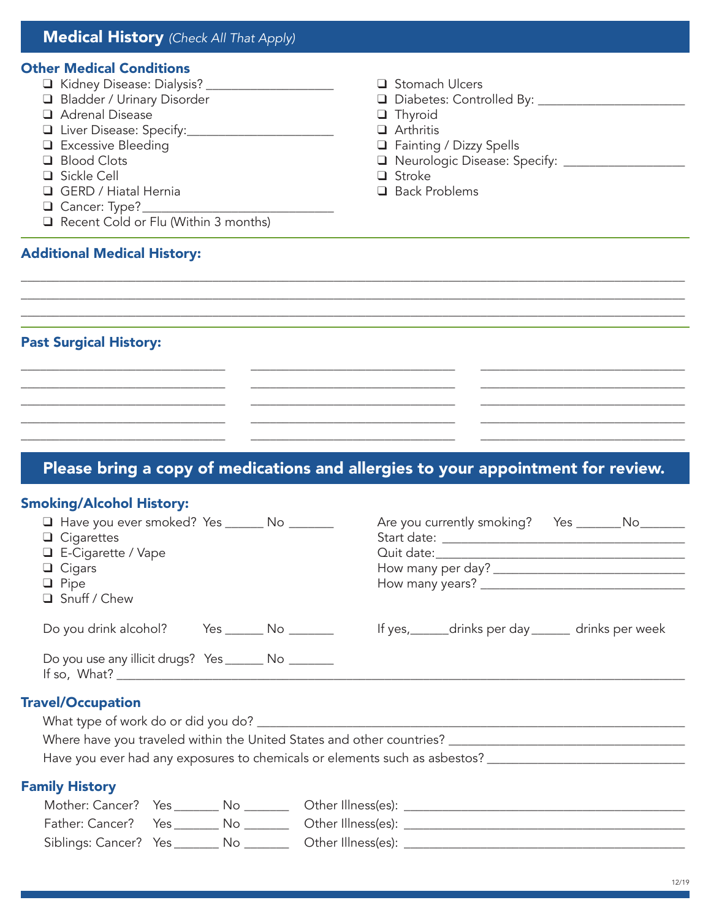## Medical History *(Check All That Apply)*

### Other Medical Conditions

- ❑ Kidney Disease: Dialysis? ___________________
- ❑ Bladder / Urinary Disorder
- ❑ Adrenal Disease
- ❑ Liver Disease: Specify:______________________
- ❑ Excessive Bleeding
- ❑ Blood Clots
- ❑ Sickle Cell
- ❑ GERD / Hiatal Hernia
- ❑ Cancer: Type?____________________________
- ❑ Recent Cold or Flu (Within 3 months)
- ❑ Stomach Ulcers
- ❑ Diabetes: Controlled By: ______________________
- ❑ Thyroid
- ❑ Arthritis
- ❑ Fainting / Dizzy Spells
- ❑ Neurologic Disease: Specify: __________________
- ❑ Stroke
- ❑ Back Problems

### Additional Medical History:

______________________________________________________________________________

______________________________________________________________________________

______________________________________________________________________________

### Past Surgical History:

| | | |
|---|---|---|
| ____________________ | ____________________ | ____________________ |
| ____________________ | ____________________ | ____________________ |
| ____________________ | ____________________ | ____________________ |
| ____________________ | ____________________ | ____________________ |
| ____________________ | ____________________ | ____________________ |

## Please bring a copy of medications and allergies to your appointment for review.

### Smoking/Alcohol History:

- ❑ Have you ever smoked? Yes ______ No _______
- ❑ Cigarettes
- ❑ E-Cigarette / Vape
- ❑ Cigars
- ❑ Pipe
- ❑ Snuff / Chew

Are you currently smoking? Yes _______No_______

Start date: ______________________________________

Quit date:_______________________________________

How many per day? ____________________________

How many years? ______________________________

Do you drink alcohol? Yes ______ No _______

If yes,______drinks per day ______ drinks per week

Do you use any illicit drugs? Yes ______ No _______

If so, What? ________________________________________________________________

### Travel/Occupation

What type of work do or did you do? _________________________________________________

Where have you traveled within the United States and other countries? _____________________

Have you ever had any exposures to chemicals or elements such as asbestos? _______________

### Family History

Mother: Cancer? Yes _______ No _______ Other Illness(es): ______________________________

Father: Cancer? Yes _______ No _______ Other Illness(es): ______________________________

Siblings: Cancer? Yes _______ No _______ Other Illness(es): ______________________________

12/19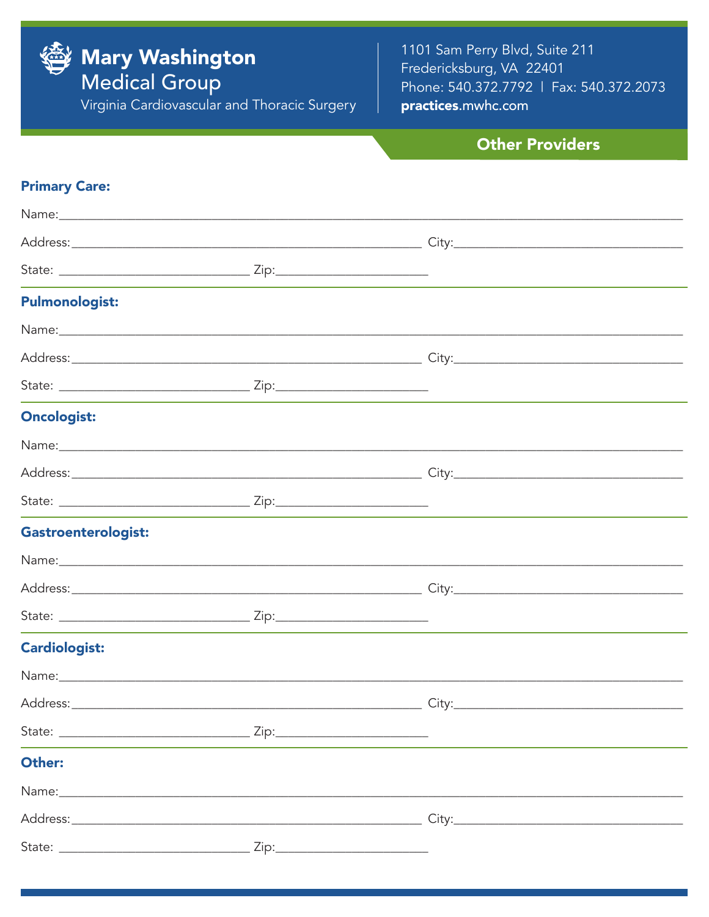# Mary Washington Medical Group

Virginia Cardiovascular and Thoracic Surgery

1101 Sam Perry Blvd, Suite 211
Fredericksburg, VA 22401
Phone: 540.372.7792 | Fax: 540.372.2073
**practices**.mwhc.com

## Other Providers

### Primary Care:

Name:___________________________________________________________________________

Address:_______________________________________________ City:_______________________________

State: _________________________ Zip:___________________

### Pulmonologist:

Name:___________________________________________________________________________

Address:_______________________________________________ City:_______________________________

State: _________________________ Zip:___________________

### Oncologist:

Name:___________________________________________________________________________

Address:_______________________________________________ City:_______________________________

State: _________________________ Zip:___________________

### Gastroenterologist:

Name:___________________________________________________________________________

Address:_______________________________________________ City:_______________________________

State: _________________________ Zip:___________________

### Cardiologist:

Name:___________________________________________________________________________

Address:_______________________________________________ City:_______________________________

State: _________________________ Zip:___________________

### Other:

Name:___________________________________________________________________________

Address:_______________________________________________ City:_______________________________

State: _________________________ Zip:___________________